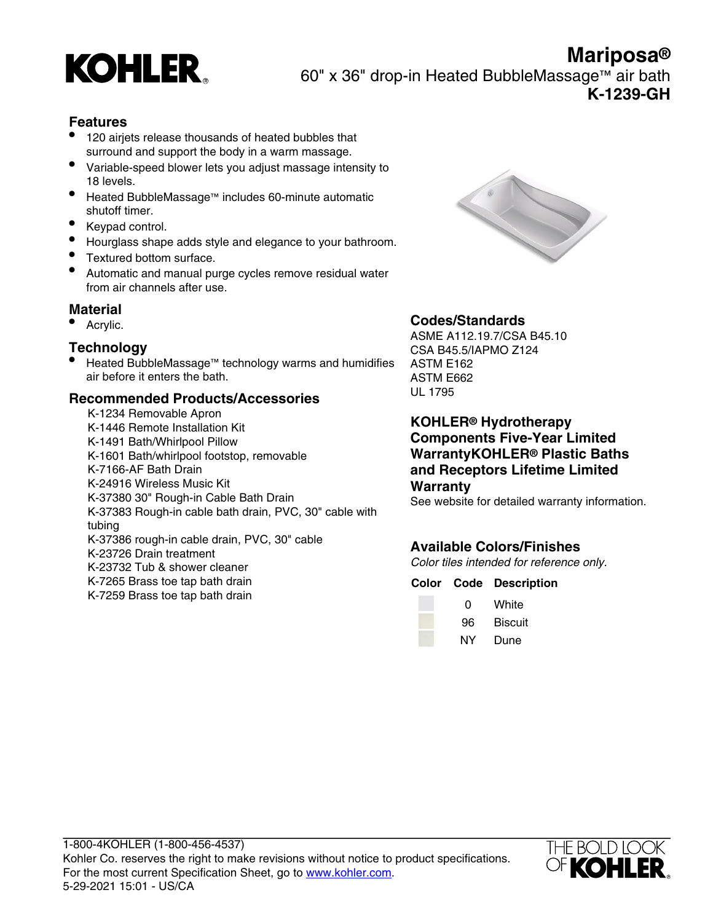# Mariposa®

60" x 36" drop-in Heated BubbleMassage™ air bath

**K-1239-GH**

## Features

- 120 airjets release thousands of heated bubbles that surround and support the body in a warm massage.
- Variable-speed blower lets you adjust massage intensity to 18 levels.
- Heated BubbleMassage™ includes 60-minute automatic shutoff timer.
- Keypad control.
- Hourglass shape adds style and elegance to your bathroom.
- Textured bottom surface.
- Automatic and manual purge cycles remove residual water from air channels after use.

## Material

- Acrylic.

## Technology

- Heated BubbleMassage™ technology warms and humidifies air before it enters the bath.

## Recommended Products/Accessories

K-1234 Removable Apron
K-1446 Remote Installation Kit
K-1491 Bath/Whirlpool Pillow
K-1601 Bath/whirlpool footstop, removable
K-7166-AF Bath Drain
K-24916 Wireless Music Kit
K-37380 30" Rough-in Cable Bath Drain
K-37383 Rough-in cable bath drain, PVC, 30" cable with tubing
K-37386 rough-in cable drain, PVC, 30" cable
K-23726 Drain treatment
K-23732 Tub & shower cleaner
K-7265 Brass toe tap bath drain
K-7259 Brass toe tap bath drain

## Codes/Standards

ASME A112.19.7/CSA B45.10
CSA B45.5/IAPMO Z124
ASTM E162
ASTM E662
UL 1795

## KOHLER® Hydrotherapy Components Five-Year Limited WarrantyKOHLER® Plastic Baths and Receptors Lifetime Limited Warranty

See website for detailed warranty information.

## Available Colors/Finishes

*Color tiles intended for reference only.*

| Color | Code | Description |
|---|---|---|
| | 0 | White |
| | 96 | Biscuit |
| | NY | Dune |

1-800-4KOHLER (1-800-456-4537)
Kohler Co. reserves the right to make revisions without notice to product specifications.
For the most current Specification Sheet, go to www.kohler.com.
5-29-2021 15:01 - US/CA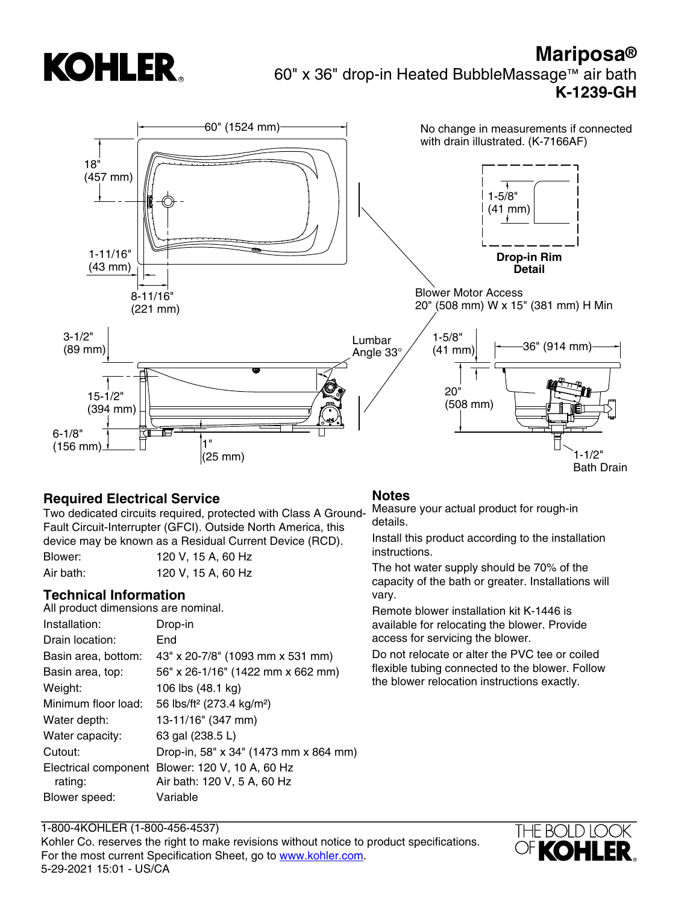# Mariposa®

60" x 36" drop-in Heated BubbleMassage™ air bath

**K-1239-GH**

60" (1524 mm)

18" (457 mm)

1-11/16" (43 mm)

8-11/16" (221 mm)

No change in measurements if connected with drain illustrated. (K-7166AF)

1-5/8" (41 mm)

**Drop-in Rim Detail**

Blower Motor Access
20" (508 mm) W x 15" (381 mm) H Min

3-1/2" (89 mm)

15-1/2" (394 mm)

6-1/8" (156 mm)

1" (25 mm)

Lumbar Angle 33°

1-5/8" (41 mm)

36" (914 mm)

20" (508 mm)

1-1/2" Bath Drain

## Required Electrical Service

Two dedicated circuits required, protected with Class A Ground-Fault Circuit-Interrupter (GFCI). Outside North America, this device may be known as a Residual Current Device (RCD).

| | |
|---|---|
| Blower: | 120 V, 15 A, 60 Hz |
| Air bath: | 120 V, 15 A, 60 Hz |

## Technical Information

All product dimensions are nominal.

| | |
|---|---|
| Installation: | Drop-in |
| Drain location: | End |
| Basin area, bottom: | 43" x 20-7/8" (1093 mm x 531 mm) |
| Basin area, top: | 56" x 26-1/16" (1422 mm x 662 mm) |
| Weight: | 106 lbs (48.1 kg) |
| Minimum floor load: | 56 lbs/ft² (273.4 kg/m²) |
| Water depth: | 13-11/16" (347 mm) |
| Water capacity: | 63 gal (238.5 L) |
| Cutout: | Drop-in, 58" x 34" (1473 mm x 864 mm) |
| Electrical component rating: | Blower: 120 V, 10 A, 60 Hz<br>Air bath: 120 V, 5 A, 60 Hz |
| Blower speed: | Variable |

## Notes

Measure your actual product for rough-in details.

Install this product according to the installation instructions.

The hot water supply should be 70% of the capacity of the bath or greater. Installations will vary.

Remote blower installation kit K-1446 is available for relocating the blower. Provide access for servicing the blower.

Do not relocate or alter the PVC tee or coiled flexible tubing connected to the blower. Follow the blower relocation instructions exactly.

1-800-4KOHLER (1-800-456-4537)
Kohler Co. reserves the right to make revisions without notice to product specifications.
For the most current Specification Sheet, go to www.kohler.com.
5-29-2021 15:01 - US/CA